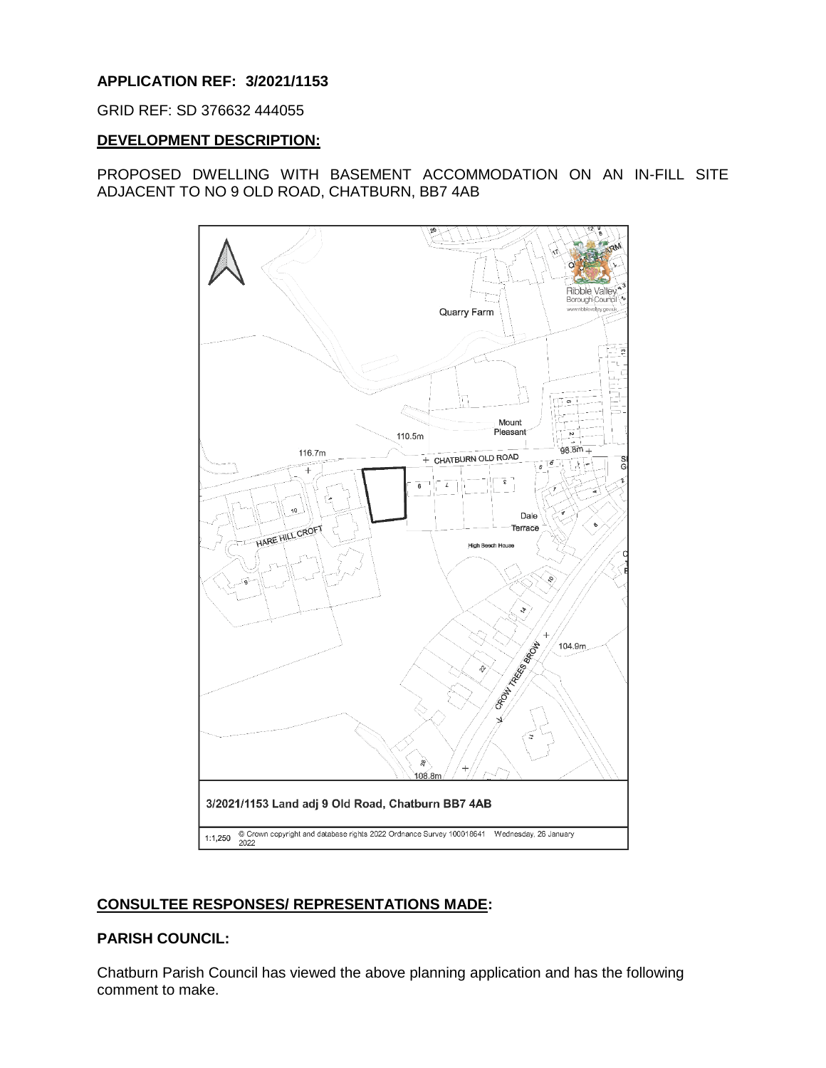**APPLICATION REF: 3/2021/1153**

GRID REF: SD 376632 444055

**DEVELOPMENT DESCRIPTION:**

PROPOSED DWELLING WITH BASEMENT ACCOMMODATION ON AN IN-FILL SITE ADJACENT TO NO 9 OLD ROAD, CHATBURN, BB7 4AB

3/2021/1153 Land adj 9 Old Road, Chatburn BB7 4AB

1:1,250 © Crown copyright and database rights 2022 Ordnance Survey 100018641 Wednesday, 26 January 2022

**CONSULTEE RESPONSES/ REPRESENTATIONS MADE:**

**PARISH COUNCIL:**

Chatburn Parish Council has viewed the above planning application and has the following comment to make.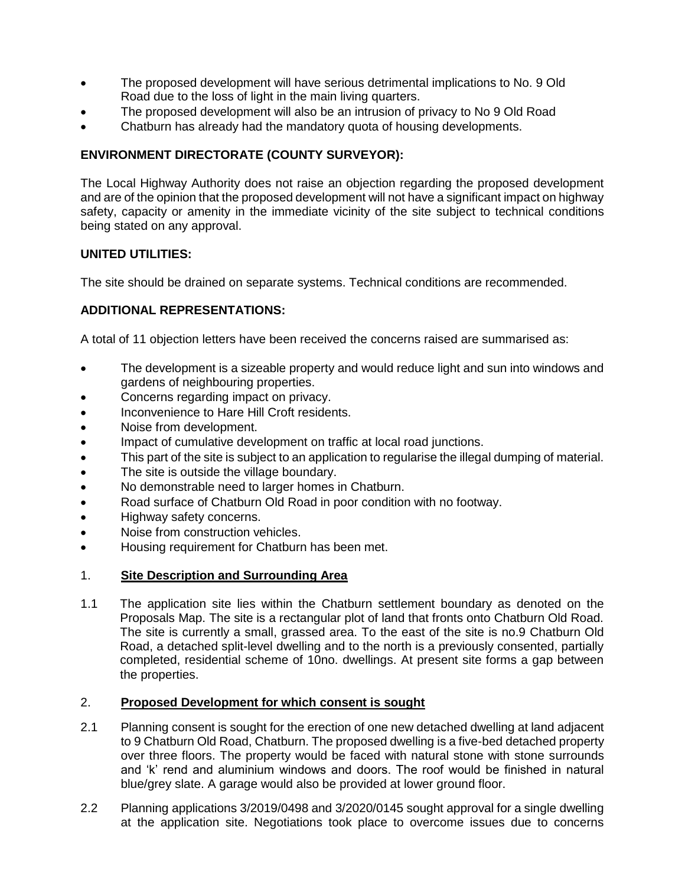- The proposed development will have serious detrimental implications to No. 9 Old Road due to the loss of light in the main living quarters.
- The proposed development will also be an intrusion of privacy to No 9 Old Road
- Chatburn has already had the mandatory quota of housing developments.

**ENVIRONMENT DIRECTORATE (COUNTY SURVEYOR):**

The Local Highway Authority does not raise an objection regarding the proposed development and are of the opinion that the proposed development will not have a significant impact on highway safety, capacity or amenity in the immediate vicinity of the site subject to technical conditions being stated on any approval.

**UNITED UTILITIES:**

The site should be drained on separate systems. Technical conditions are recommended.

**ADDITIONAL REPRESENTATIONS:**

A total of 11 objection letters have been received the concerns raised are summarised as:

- The development is a sizeable property and would reduce light and sun into windows and gardens of neighbouring properties.
- Concerns regarding impact on privacy.
- Inconvenience to Hare Hill Croft residents.
- Noise from development.
- Impact of cumulative development on traffic at local road junctions.
- This part of the site is subject to an application to regularise the illegal dumping of material.
- The site is outside the village boundary.
- No demonstrable need to larger homes in Chatburn.
- Road surface of Chatburn Old Road in poor condition with no footway.
- Highway safety concerns.
- Noise from construction vehicles.
- Housing requirement for Chatburn has been met.

1. **Site Description and Surrounding Area**

1.1 The application site lies within the Chatburn settlement boundary as denoted on the Proposals Map. The site is a rectangular plot of land that fronts onto Chatburn Old Road. The site is currently a small, grassed area. To the east of the site is no.9 Chatburn Old Road, a detached split-level dwelling and to the north is a previously consented, partially completed, residential scheme of 10no. dwellings. At present site forms a gap between the properties.

2. **Proposed Development for which consent is sought**

2.1 Planning consent is sought for the erection of one new detached dwelling at land adjacent to 9 Chatburn Old Road, Chatburn. The proposed dwelling is a five-bed detached property over three floors. The property would be faced with natural stone with stone surrounds and 'k' rend and aluminium windows and doors. The roof would be finished in natural blue/grey slate. A garage would also be provided at lower ground floor.

2.2 Planning applications 3/2019/0498 and 3/2020/0145 sought approval for a single dwelling at the application site. Negotiations took place to overcome issues due to concerns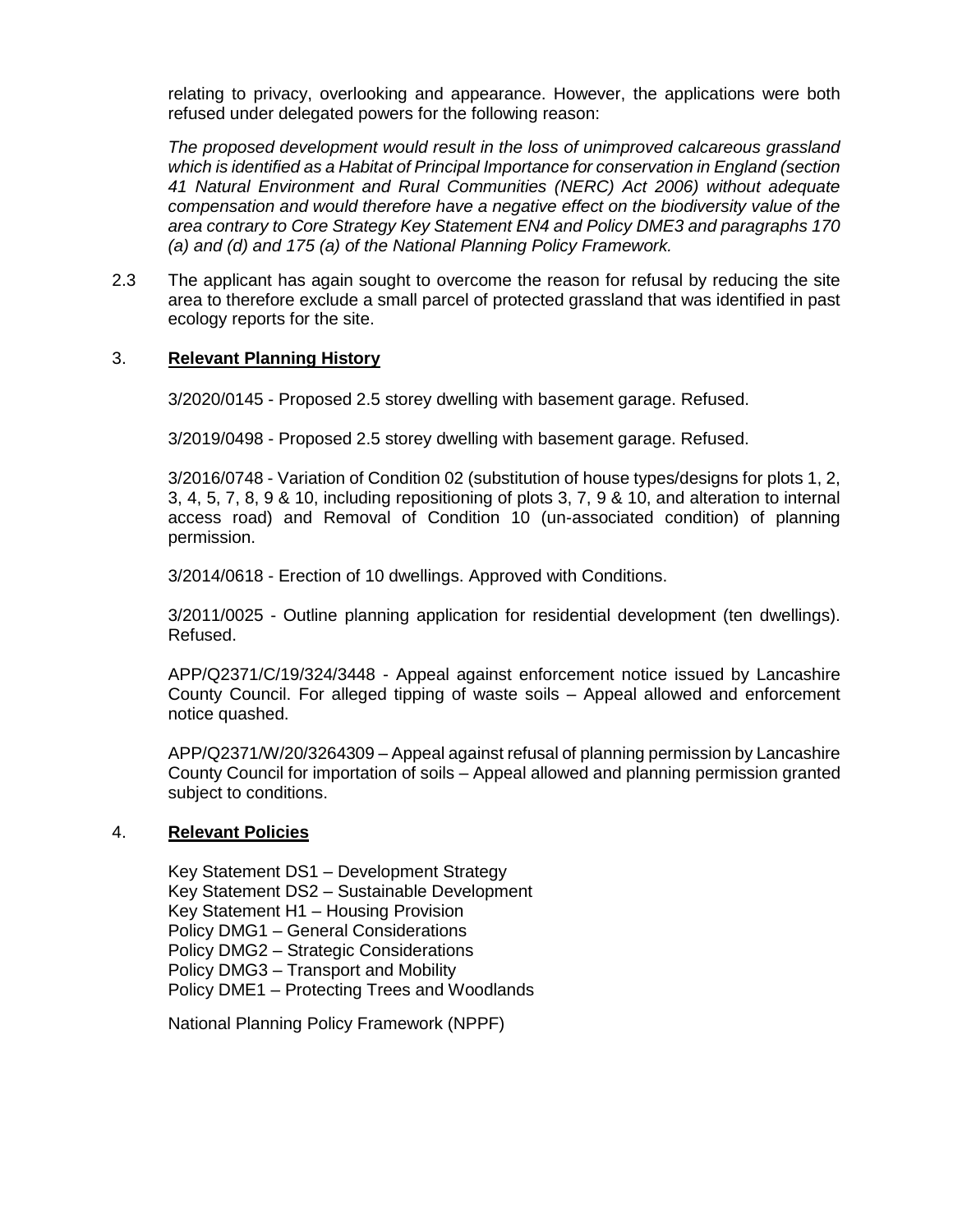relating to privacy, overlooking and appearance. However, the applications were both refused under delegated powers for the following reason:

*The proposed development would result in the loss of unimproved calcareous grassland which is identified as a Habitat of Principal Importance for conservation in England (section 41 Natural Environment and Rural Communities (NERC) Act 2006) without adequate compensation and would therefore have a negative effect on the biodiversity value of the area contrary to Core Strategy Key Statement EN4 and Policy DME3 and paragraphs 170 (a) and (d) and 175 (a) of the National Planning Policy Framework.*

2.3 The applicant has again sought to overcome the reason for refusal by reducing the site area to therefore exclude a small parcel of protected grassland that was identified in past ecology reports for the site.

## 3. **Relevant Planning History**

3/2020/0145 - Proposed 2.5 storey dwelling with basement garage. Refused.

3/2019/0498 - Proposed 2.5 storey dwelling with basement garage. Refused.

3/2016/0748 - Variation of Condition 02 (substitution of house types/designs for plots 1, 2, 3, 4, 5, 7, 8, 9 & 10, including repositioning of plots 3, 7, 9 & 10, and alteration to internal access road) and Removal of Condition 10 (un-associated condition) of planning permission.

3/2014/0618 - Erection of 10 dwellings. Approved with Conditions.

3/2011/0025 - Outline planning application for residential development (ten dwellings). Refused.

APP/Q2371/C/19/324/3448 - Appeal against enforcement notice issued by Lancashire County Council. For alleged tipping of waste soils – Appeal allowed and enforcement notice quashed.

APP/Q2371/W/20/3264309 – Appeal against refusal of planning permission by Lancashire County Council for importation of soils – Appeal allowed and planning permission granted subject to conditions.

## 4. **Relevant Policies**

Key Statement DS1 – Development Strategy
Key Statement DS2 – Sustainable Development
Key Statement H1 – Housing Provision
Policy DMG1 – General Considerations
Policy DMG2 – Strategic Considerations
Policy DMG3 – Transport and Mobility
Policy DME1 – Protecting Trees and Woodlands

National Planning Policy Framework (NPPF)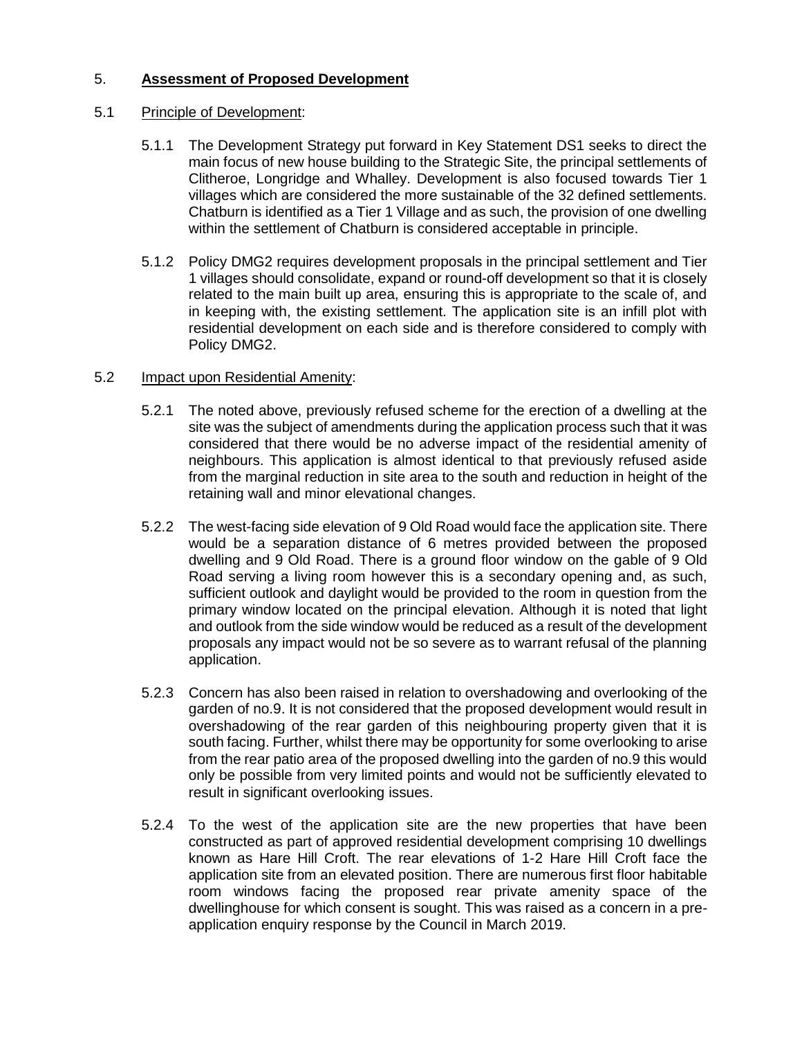## 5. **Assessment of Proposed Development**

### 5.1 Principle of Development:

5.1.1 The Development Strategy put forward in Key Statement DS1 seeks to direct the main focus of new house building to the Strategic Site, the principal settlements of Clitheroe, Longridge and Whalley. Development is also focused towards Tier 1 villages which are considered the more sustainable of the 32 defined settlements. Chatburn is identified as a Tier 1 Village and as such, the provision of one dwelling within the settlement of Chatburn is considered acceptable in principle.

5.1.2 Policy DMG2 requires development proposals in the principal settlement and Tier 1 villages should consolidate, expand or round-off development so that it is closely related to the main built up area, ensuring this is appropriate to the scale of, and in keeping with, the existing settlement. The application site is an infill plot with residential development on each side and is therefore considered to comply with Policy DMG2.

### 5.2 Impact upon Residential Amenity:

5.2.1 The noted above, previously refused scheme for the erection of a dwelling at the site was the subject of amendments during the application process such that it was considered that there would be no adverse impact of the residential amenity of neighbours. This application is almost identical to that previously refused aside from the marginal reduction in site area to the south and reduction in height of the retaining wall and minor elevational changes.

5.2.2 The west-facing side elevation of 9 Old Road would face the application site. There would be a separation distance of 6 metres provided between the proposed dwelling and 9 Old Road. There is a ground floor window on the gable of 9 Old Road serving a living room however this is a secondary opening and, as such, sufficient outlook and daylight would be provided to the room in question from the primary window located on the principal elevation. Although it is noted that light and outlook from the side window would be reduced as a result of the development proposals any impact would not be so severe as to warrant refusal of the planning application.

5.2.3 Concern has also been raised in relation to overshadowing and overlooking of the garden of no.9. It is not considered that the proposed development would result in overshadowing of the rear garden of this neighbouring property given that it is south facing. Further, whilst there may be opportunity for some overlooking to arise from the rear patio area of the proposed dwelling into the garden of no.9 this would only be possible from very limited points and would not be sufficiently elevated to result in significant overlooking issues.

5.2.4 To the west of the application site are the new properties that have been constructed as part of approved residential development comprising 10 dwellings known as Hare Hill Croft. The rear elevations of 1-2 Hare Hill Croft face the application site from an elevated position. There are numerous first floor habitable room windows facing the proposed rear private amenity space of the dwellinghouse for which consent is sought. This was raised as a concern in a pre-application enquiry response by the Council in March 2019.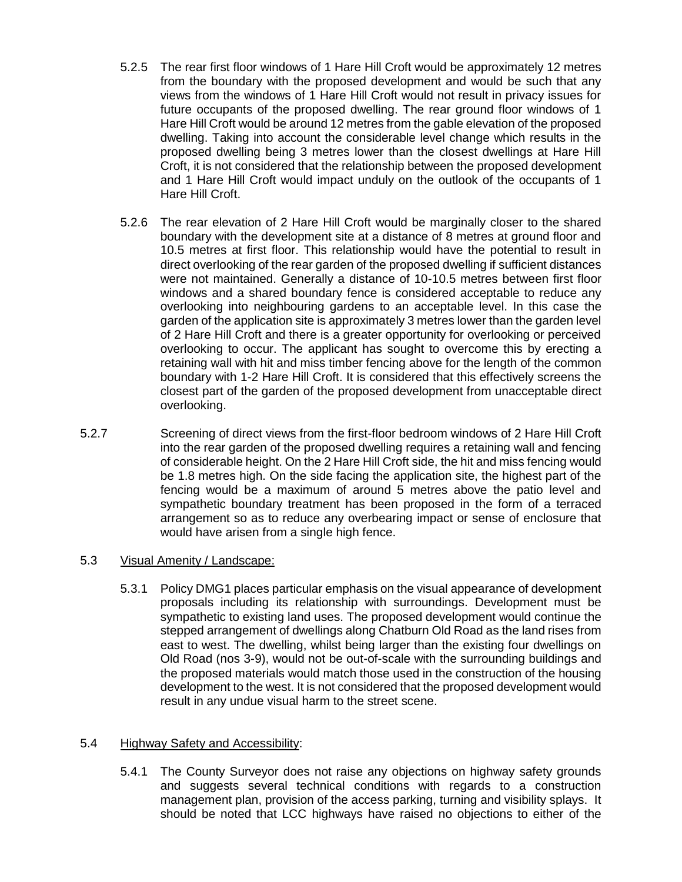5.2.5 The rear first floor windows of 1 Hare Hill Croft would be approximately 12 metres from the boundary with the proposed development and would be such that any views from the windows of 1 Hare Hill Croft would not result in privacy issues for future occupants of the proposed dwelling. The rear ground floor windows of 1 Hare Hill Croft would be around 12 metres from the gable elevation of the proposed dwelling. Taking into account the considerable level change which results in the proposed dwelling being 3 metres lower than the closest dwellings at Hare Hill Croft, it is not considered that the relationship between the proposed development and 1 Hare Hill Croft would impact unduly on the outlook of the occupants of 1 Hare Hill Croft.

5.2.6 The rear elevation of 2 Hare Hill Croft would be marginally closer to the shared boundary with the development site at a distance of 8 metres at ground floor and 10.5 metres at first floor. This relationship would have the potential to result in direct overlooking of the rear garden of the proposed dwelling if sufficient distances were not maintained. Generally a distance of 10-10.5 metres between first floor windows and a shared boundary fence is considered acceptable to reduce any overlooking into neighbouring gardens to an acceptable level. In this case the garden of the application site is approximately 3 metres lower than the garden level of 2 Hare Hill Croft and there is a greater opportunity for overlooking or perceived overlooking to occur. The applicant has sought to overcome this by erecting a retaining wall with hit and miss timber fencing above for the length of the common boundary with 1-2 Hare Hill Croft. It is considered that this effectively screens the closest part of the garden of the proposed development from unacceptable direct overlooking.

5.2.7 Screening of direct views from the first-floor bedroom windows of 2 Hare Hill Croft into the rear garden of the proposed dwelling requires a retaining wall and fencing of considerable height. On the 2 Hare Hill Croft side, the hit and miss fencing would be 1.8 metres high. On the side facing the application site, the highest part of the fencing would be a maximum of around 5 metres above the patio level and sympathetic boundary treatment has been proposed in the form of a terraced arrangement so as to reduce any overbearing impact or sense of enclosure that would have arisen from a single high fence.

5.3 Visual Amenity / Landscape:

5.3.1 Policy DMG1 places particular emphasis on the visual appearance of development proposals including its relationship with surroundings. Development must be sympathetic to existing land uses. The proposed development would continue the stepped arrangement of dwellings along Chatburn Old Road as the land rises from east to west. The dwelling, whilst being larger than the existing four dwellings on Old Road (nos 3-9), would not be out-of-scale with the surrounding buildings and the proposed materials would match those used in the construction of the housing development to the west. It is not considered that the proposed development would result in any undue visual harm to the street scene.

5.4 Highway Safety and Accessibility:

5.4.1 The County Surveyor does not raise any objections on highway safety grounds and suggests several technical conditions with regards to a construction management plan, provision of the access parking, turning and visibility splays. It should be noted that LCC highways have raised no objections to either of the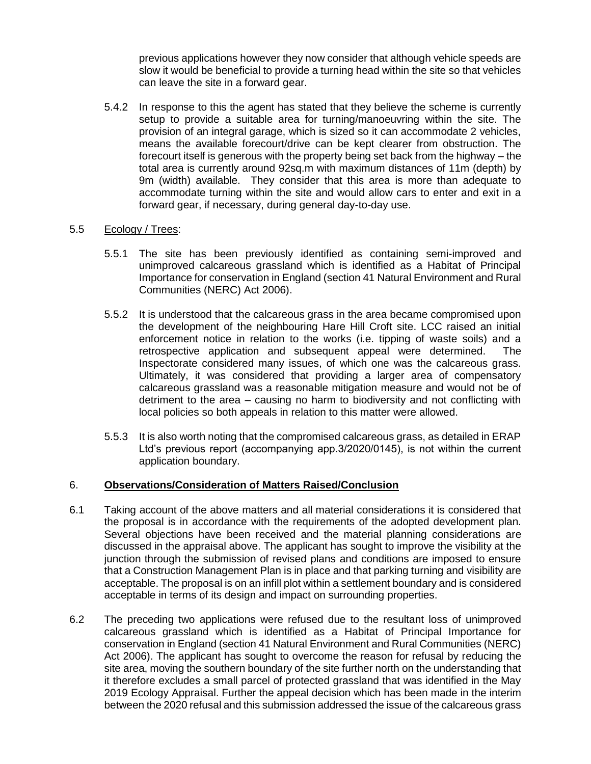previous applications however they now consider that although vehicle speeds are slow it would be beneficial to provide a turning head within the site so that vehicles can leave the site in a forward gear.

5.4.2 In response to this the agent has stated that they believe the scheme is currently setup to provide a suitable area for turning/manoeuvring within the site. The provision of an integral garage, which is sized so it can accommodate 2 vehicles, means the available forecourt/drive can be kept clearer from obstruction. The forecourt itself is generous with the property being set back from the highway – the total area is currently around 92sq.m with maximum distances of 11m (depth) by 9m (width) available. They consider that this area is more than adequate to accommodate turning within the site and would allow cars to enter and exit in a forward gear, if necessary, during general day-to-day use.

5.5 Ecology / Trees:

5.5.1 The site has been previously identified as containing semi-improved and unimproved calcareous grassland which is identified as a Habitat of Principal Importance for conservation in England (section 41 Natural Environment and Rural Communities (NERC) Act 2006).

5.5.2 It is understood that the calcareous grass in the area became compromised upon the development of the neighbouring Hare Hill Croft site. LCC raised an initial enforcement notice in relation to the works (i.e. tipping of waste soils) and a retrospective application and subsequent appeal were determined. The Inspectorate considered many issues, of which one was the calcareous grass. Ultimately, it was considered that providing a larger area of compensatory calcareous grassland was a reasonable mitigation measure and would not be of detriment to the area – causing no harm to biodiversity and not conflicting with local policies so both appeals in relation to this matter were allowed.

5.5.3 It is also worth noting that the compromised calcareous grass, as detailed in ERAP Ltd's previous report (accompanying app.3/2020/0145), is not within the current application boundary.

## 6. Observations/Consideration of Matters Raised/Conclusion

6.1 Taking account of the above matters and all material considerations it is considered that the proposal is in accordance with the requirements of the adopted development plan. Several objections have been received and the material planning considerations are discussed in the appraisal above. The applicant has sought to improve the visibility at the junction through the submission of revised plans and conditions are imposed to ensure that a Construction Management Plan is in place and that parking turning and visibility are acceptable. The proposal is on an infill plot within a settlement boundary and is considered acceptable in terms of its design and impact on surrounding properties.

6.2 The preceding two applications were refused due to the resultant loss of unimproved calcareous grassland which is identified as a Habitat of Principal Importance for conservation in England (section 41 Natural Environment and Rural Communities (NERC) Act 2006). The applicant has sought to overcome the reason for refusal by reducing the site area, moving the southern boundary of the site further north on the understanding that it therefore excludes a small parcel of protected grassland that was identified in the May 2019 Ecology Appraisal. Further the appeal decision which has been made in the interim between the 2020 refusal and this submission addressed the issue of the calcareous grass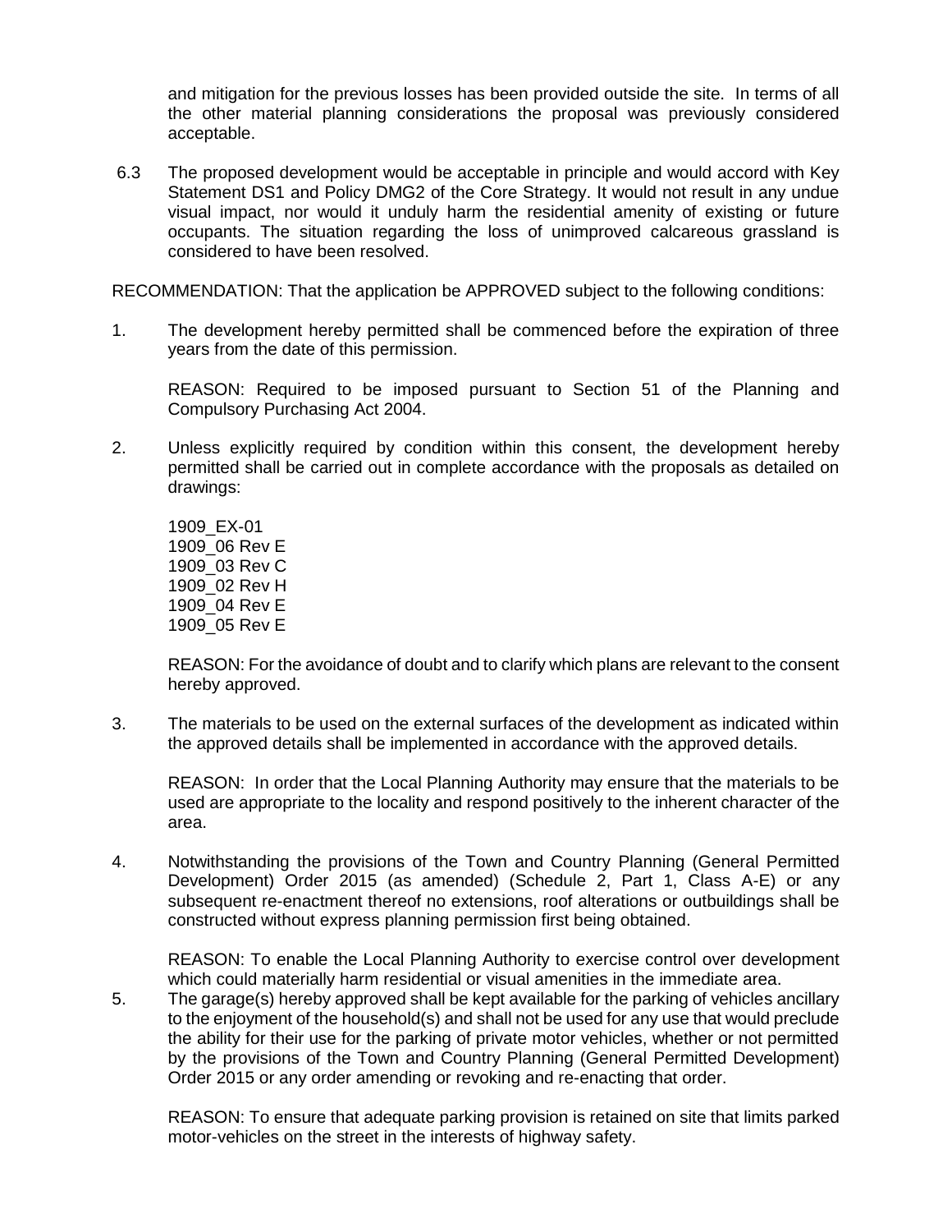and mitigation for the previous losses has been provided outside the site. In terms of all the other material planning considerations the proposal was previously considered acceptable.

6.3 The proposed development would be acceptable in principle and would accord with Key Statement DS1 and Policy DMG2 of the Core Strategy. It would not result in any undue visual impact, nor would it unduly harm the residential amenity of existing or future occupants. The situation regarding the loss of unimproved calcareous grassland is considered to have been resolved.

RECOMMENDATION: That the application be APPROVED subject to the following conditions:

1. The development hereby permitted shall be commenced before the expiration of three years from the date of this permission.

   REASON: Required to be imposed pursuant to Section 51 of the Planning and Compulsory Purchasing Act 2004.

2. Unless explicitly required by condition within this consent, the development hereby permitted shall be carried out in complete accordance with the proposals as detailed on drawings:

   1909_EX-01
   1909_06 Rev E
   1909_03 Rev C
   1909_02 Rev H
   1909_04 Rev E
   1909_05 Rev E

   REASON: For the avoidance of doubt and to clarify which plans are relevant to the consent hereby approved.

3. The materials to be used on the external surfaces of the development as indicated within the approved details shall be implemented in accordance with the approved details.

   REASON: In order that the Local Planning Authority may ensure that the materials to be used are appropriate to the locality and respond positively to the inherent character of the area.

4. Notwithstanding the provisions of the Town and Country Planning (General Permitted Development) Order 2015 (as amended) (Schedule 2, Part 1, Class A-E) or any subsequent re-enactment thereof no extensions, roof alterations or outbuildings shall be constructed without express planning permission first being obtained.

   REASON: To enable the Local Planning Authority to exercise control over development which could materially harm residential or visual amenities in the immediate area.

5. The garage(s) hereby approved shall be kept available for the parking of vehicles ancillary to the enjoyment of the household(s) and shall not be used for any use that would preclude the ability for their use for the parking of private motor vehicles, whether or not permitted by the provisions of the Town and Country Planning (General Permitted Development) Order 2015 or any order amending or revoking and re-enacting that order.

   REASON: To ensure that adequate parking provision is retained on site that limits parked motor-vehicles on the street in the interests of highway safety.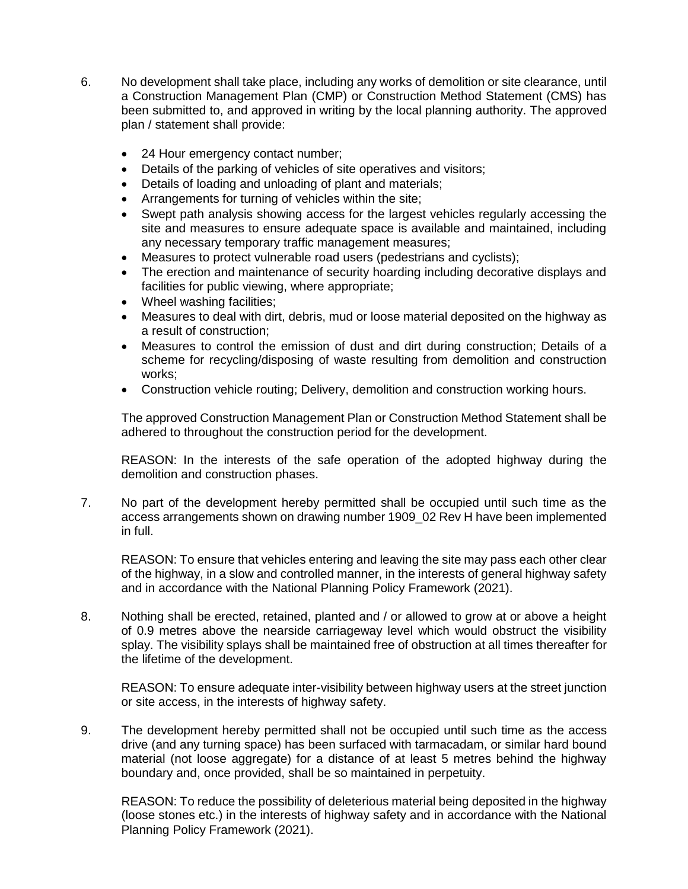6. No development shall take place, including any works of demolition or site clearance, until a Construction Management Plan (CMP) or Construction Method Statement (CMS) has been submitted to, and approved in writing by the local planning authority. The approved plan / statement shall provide:

   - 24 Hour emergency contact number;
   - Details of the parking of vehicles of site operatives and visitors;
   - Details of loading and unloading of plant and materials;
   - Arrangements for turning of vehicles within the site;
   - Swept path analysis showing access for the largest vehicles regularly accessing the site and measures to ensure adequate space is available and maintained, including any necessary temporary traffic management measures;
   - Measures to protect vulnerable road users (pedestrians and cyclists);
   - The erection and maintenance of security hoarding including decorative displays and facilities for public viewing, where appropriate;
   - Wheel washing facilities;
   - Measures to deal with dirt, debris, mud or loose material deposited on the highway as a result of construction;
   - Measures to control the emission of dust and dirt during construction; Details of a scheme for recycling/disposing of waste resulting from demolition and construction works;
   - Construction vehicle routing; Delivery, demolition and construction working hours.

   The approved Construction Management Plan or Construction Method Statement shall be adhered to throughout the construction period for the development.

   REASON: In the interests of the safe operation of the adopted highway during the demolition and construction phases.

7. No part of the development hereby permitted shall be occupied until such time as the access arrangements shown on drawing number 1909_02 Rev H have been implemented in full.

   REASON: To ensure that vehicles entering and leaving the site may pass each other clear of the highway, in a slow and controlled manner, in the interests of general highway safety and in accordance with the National Planning Policy Framework (2021).

8. Nothing shall be erected, retained, planted and / or allowed to grow at or above a height of 0.9 metres above the nearside carriageway level which would obstruct the visibility splay. The visibility splays shall be maintained free of obstruction at all times thereafter for the lifetime of the development.

   REASON: To ensure adequate inter-visibility between highway users at the street junction or site access, in the interests of highway safety.

9. The development hereby permitted shall not be occupied until such time as the access drive (and any turning space) has been surfaced with tarmacadam, or similar hard bound material (not loose aggregate) for a distance of at least 5 metres behind the highway boundary and, once provided, shall be so maintained in perpetuity.

   REASON: To reduce the possibility of deleterious material being deposited in the highway (loose stones etc.) in the interests of highway safety and in accordance with the National Planning Policy Framework (2021).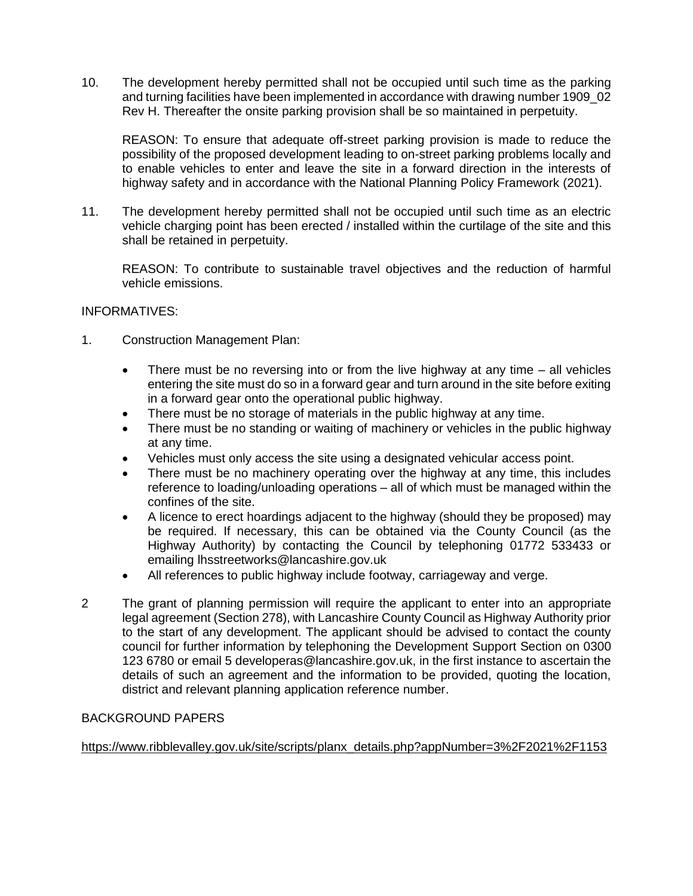10. The development hereby permitted shall not be occupied until such time as the parking and turning facilities have been implemented in accordance with drawing number 1909_02 Rev H. Thereafter the onsite parking provision shall be so maintained in perpetuity.

    REASON: To ensure that adequate off-street parking provision is made to reduce the possibility of the proposed development leading to on-street parking problems locally and to enable vehicles to enter and leave the site in a forward direction in the interests of highway safety and in accordance with the National Planning Policy Framework (2021).

11. The development hereby permitted shall not be occupied until such time as an electric vehicle charging point has been erected / installed within the curtilage of the site and this shall be retained in perpetuity.

    REASON: To contribute to sustainable travel objectives and the reduction of harmful vehicle emissions.

INFORMATIVES:

1. Construction Management Plan:

    - There must be no reversing into or from the live highway at any time – all vehicles entering the site must do so in a forward gear and turn around in the site before exiting in a forward gear onto the operational public highway.
    - There must be no storage of materials in the public highway at any time.
    - There must be no standing or waiting of machinery or vehicles in the public highway at any time.
    - Vehicles must only access the site using a designated vehicular access point.
    - There must be no machinery operating over the highway at any time, this includes reference to loading/unloading operations – all of which must be managed within the confines of the site.
    - A licence to erect hoardings adjacent to the highway (should they be proposed) may be required. If necessary, this can be obtained via the County Council (as the Highway Authority) by contacting the Council by telephoning 01772 533433 or emailing lhsstreetworks@lancashire.gov.uk
    - All references to public highway include footway, carriageway and verge.

2 The grant of planning permission will require the applicant to enter into an appropriate legal agreement (Section 278), with Lancashire County Council as Highway Authority prior to the start of any development. The applicant should be advised to contact the county council for further information by telephoning the Development Support Section on 0300 123 6780 or email 5 developeras@lancashire.gov.uk, in the first instance to ascertain the details of such an agreement and the information to be provided, quoting the location, district and relevant planning application reference number.

BACKGROUND PAPERS

https://www.ribblevalley.gov.uk/site/scripts/planx_details.php?appNumber=3%2F2021%2F1153